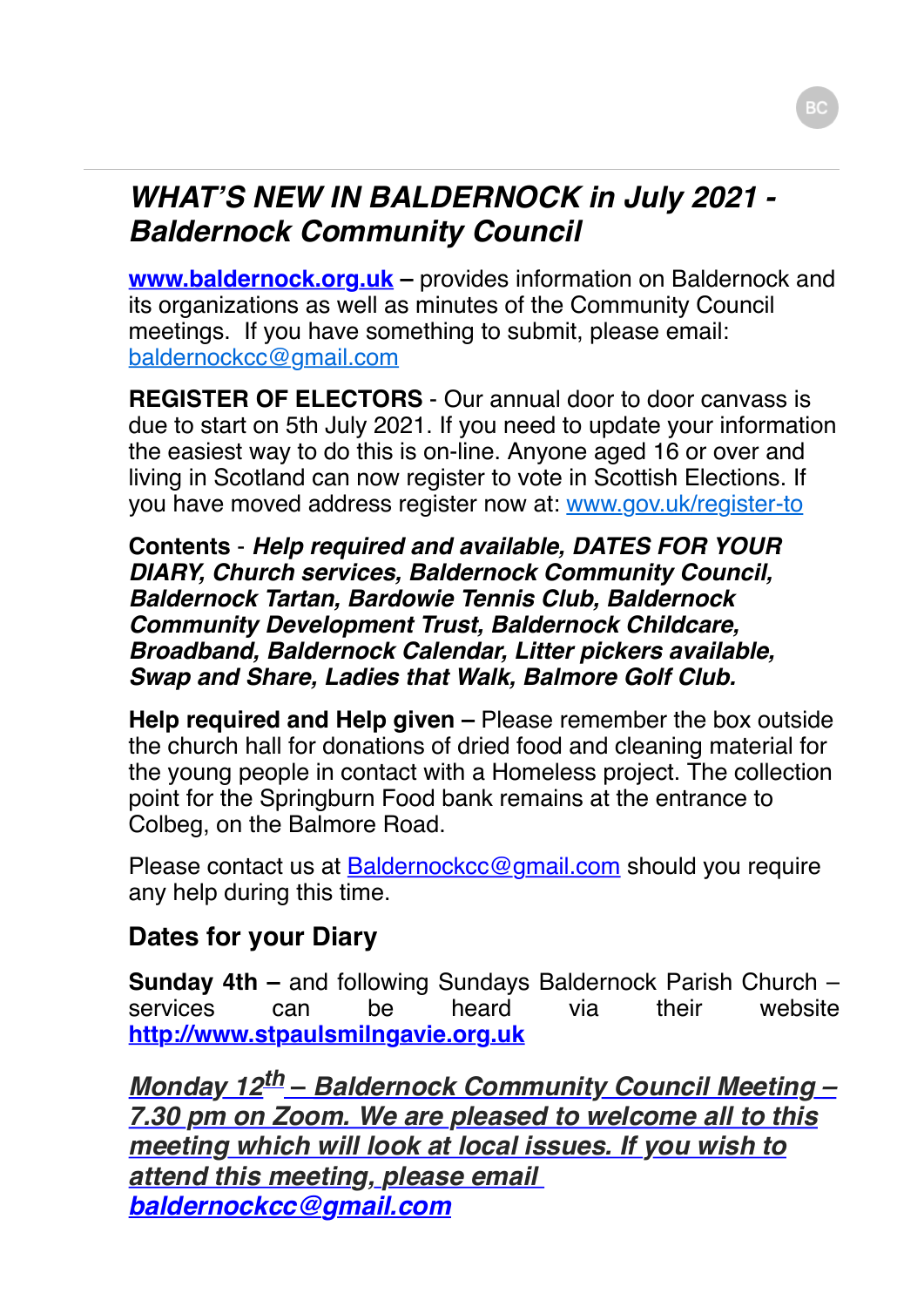## *WHAT'S NEW IN BALDERNOCK in July 2021 - Baldernock Community Council*

**www.baldernock.org.uk –** provides information on Baldernock and its organizations as well as minutes of the Community Council meetings. If you have something to submit, please email: baldernockcc@gmail.com

**REGISTER OF ELECTORS** - Our annual door to door canvass is due to start on 5th July 2021. If you need to update your information the easiest way to do this is on-line. Anyone aged 16 or over and living in Scotland can now register to vote in Scottish Elections. If you have moved address register now at: www.gov.uk/register-to

**Contents** - ***Help required and available, DATES FOR YOUR DIARY, Church services, Baldernock Community Council, Baldernock Tartan, Bardowie Tennis Club, Baldernock Community Development Trust, Baldernock Childcare, Broadband, Baldernock Calendar, Litter pickers available, Swap and Share, Ladies that Walk, Balmore Golf Club.***

**Help required and Help given –** Please remember the box outside the church hall for donations of dried food and cleaning material for the young people in contact with a Homeless project. The collection point for the Springburn Food bank remains at the entrance to Colbeg, on the Balmore Road.

Please contact us at Baldernockcc@gmail.com should you require any help during this time.

### Dates for your Diary

**Sunday 4th –** and following Sundays Baldernock Parish Church – services can be heard via their website **http://www.stpaulsmilngavie.org.uk**

***Monday 12th – Baldernock Community Council Meeting – 7.30 pm on Zoom. We are pleased to welcome all to this meeting which will look at local issues. If you wish to attend this meeting, please email baldernockcc@gmail.com***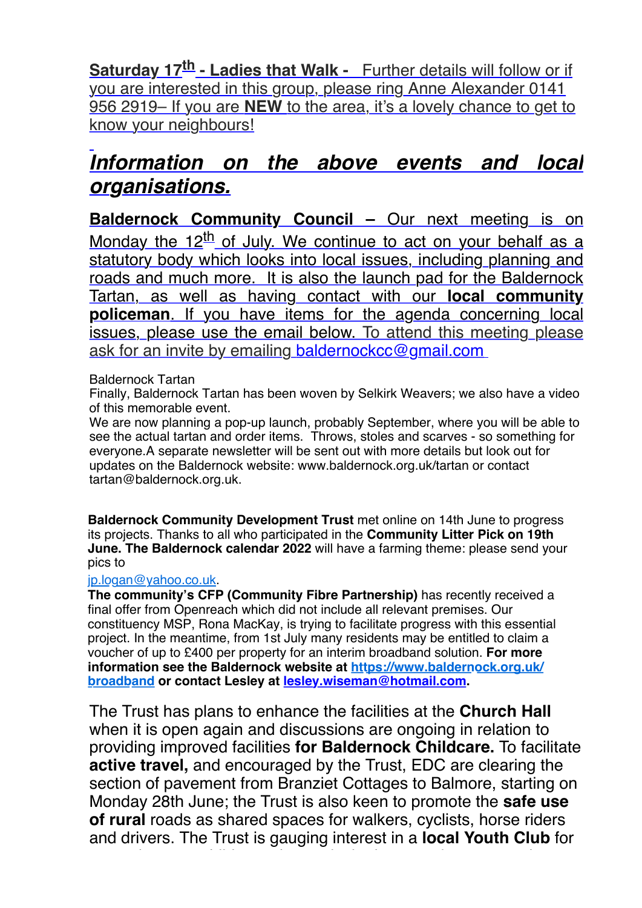**Saturday 17th - Ladies that Walk -** Further details will follow or if you are interested in this group, please ring Anne Alexander 0141 956 2919– If you are **NEW** to the area, it's a lovely chance to get to know your neighbours!

## *Information on the above events and local organisations.*

**Baldernock Community Council –** Our next meeting is on Monday the 12th of July. We continue to act on your behalf as a statutory body which looks into local issues, including planning and roads and much more. It is also the launch pad for the Baldernock Tartan, as well as having contact with our **local community policeman**. If you have items for the agenda concerning local issues, please use the email below. To attend this meeting please ask for an invite by emailing baldernockcc@gmail.com

Baldernock Tartan
Finally, Baldernock Tartan has been woven by Selkirk Weavers; we also have a video of this memorable event.
We are now planning a pop-up launch, probably September, where you will be able to see the actual tartan and order items. Throws, stoles and scarves - so something for everyone.A separate newsletter will be sent out with more details but look out for updates on the Baldernock website: www.baldernock.org.uk/tartan or contact tartan@baldernock.org.uk.

**Baldernock Community Development Trust** met online on 14th June to progress its projects. Thanks to all who participated in the **Community Litter Pick on 19th June. The Baldernock calendar 2022** will have a farming theme: please send your pics to
jp.logan@yahoo.co.uk.
**The community's CFP (Community Fibre Partnership)** has recently received a final offer from Openreach which did not include all relevant premises. Our constituency MSP, Rona MacKay, is trying to facilitate progress with this essential project. In the meantime, from 1st July many residents may be entitled to claim a voucher of up to £400 per property for an interim broadband solution. **For more information see the Baldernock website at https://www.baldernock.org.uk/broadband or contact Lesley at lesley.wiseman@hotmail.com.**

The Trust has plans to enhance the facilities at the **Church Hall** when it is open again and discussions are ongoing in relation to providing improved facilities **for Baldernock Childcare.** To facilitate **active travel,** and encouraged by the Trust, EDC are clearing the section of pavement from Branziet Cottages to Balmore, starting on Monday 28th June; the Trust is also keen to promote the **safe use of rural** roads as shared spaces for walkers, cyclists, horse riders and drivers. The Trust is gauging interest in a **local Youth Club** for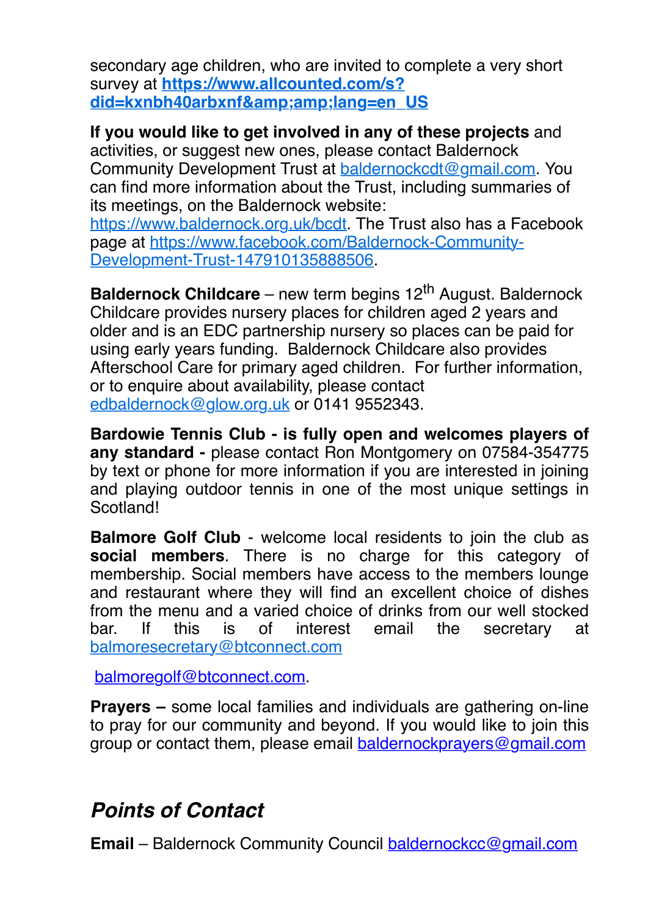secondary age children, who are invited to complete a very short survey at **https://www.allcounted.com/s?did=kxnbh40arbxnf&amp;amp;lang=en_US**

**If you would like to get involved in any of these projects** and activities, or suggest new ones, please contact Baldernock Community Development Trust at baldernockcdt@gmail.com. You can find more information about the Trust, including summaries of its meetings, on the Baldernock website: https://www.baldernock.org.uk/bcdt. The Trust also has a Facebook page at https://www.facebook.com/Baldernock-Community-Development-Trust-147910135888506.

**Baldernock Childcare** – new term begins 12th August. Baldernock Childcare provides nursery places for children aged 2 years and older and is an EDC partnership nursery so places can be paid for using early years funding. Baldernock Childcare also provides Afterschool Care for primary aged children. For further information, or to enquire about availability, please contact edbaldernock@glow.org.uk or 0141 9552343.

**Bardowie Tennis Club - is fully open and welcomes players of any standard -** please contact Ron Montgomery on 07584-354775 by text or phone for more information if you are interested in joining and playing outdoor tennis in one of the most unique settings in Scotland!

**Balmore Golf Club** - welcome local residents to join the club as **social members**. There is no charge for this category of membership. Social members have access to the members lounge and restaurant where they will find an excellent choice of dishes from the menu and a varied choice of drinks from our well stocked bar. If this is of interest email the secretary at balmoresecretary@btconnect.com

balmoregolf@btconnect.com.

**Prayers –** some local families and individuals are gathering on-line to pray for our community and beyond. If you would like to join this group or contact them, please email baldernockprayers@gmail.com

## *Points of Contact*

**Email** – Baldernock Community Council baldernockcc@gmail.com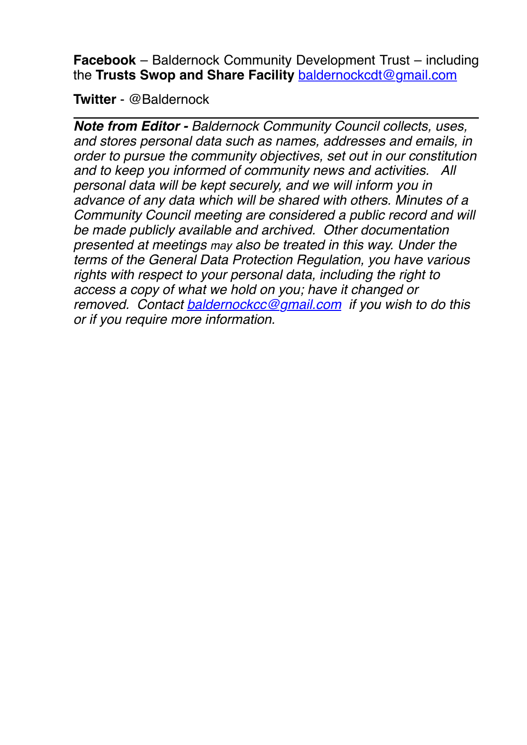**Facebook** – Baldernock Community Development Trust – including the **Trusts Swop and Share Facility** baldernockcdt@gmail.com

**Twitter** - @Baldernock

---

***Note from Editor -*** *Baldernock Community Council collects, uses, and stores personal data such as names, addresses and emails, in order to pursue the community objectives, set out in our constitution and to keep you informed of community news and activities. All personal data will be kept securely, and we will inform you in advance of any data which will be shared with others. Minutes of a Community Council meeting are considered a public record and will be made publicly available and archived. Other documentation presented at meetings may also be treated in this way. Under the terms of the General Data Protection Regulation, you have various rights with respect to your personal data, including the right to access a copy of what we hold on you; have it changed or removed. Contact baldernockcc@gmail.com if you wish to do this or if you require more information.*